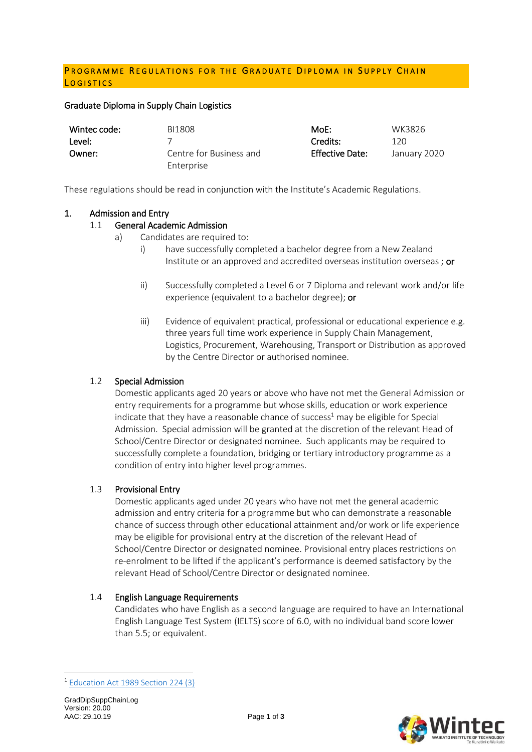# Programme Regulations for the Graduate Diploma in Supply Chain Logistics

Graduate Diploma in Supply Chain Logistics

| | | | |
|---|---|---|---|
| **Wintec code:** | BI1808 | **MoE:** | WK3826 |
| **Level:** | 7 | **Credits:** | 120 |
| **Owner:** | Centre for Business and Enterprise | **Effective Date:** | January 2020 |

These regulations should be read in conjunction with the Institute's Academic Regulations.

## 1. Admission and Entry

### 1.1 General Academic Admission

a) Candidates are required to:

i) have successfully completed a bachelor degree from a New Zealand Institute or an approved and accredited overseas institution overseas ; **or**

ii) Successfully completed a Level 6 or 7 Diploma and relevant work and/or life experience (equivalent to a bachelor degree); **or**

iii) Evidence of equivalent practical, professional or educational experience e.g. three years full time work experience in Supply Chain Management, Logistics, Procurement, Warehousing, Transport or Distribution as approved by the Centre Director or authorised nominee.

### 1.2 Special Admission

Domestic applicants aged 20 years or above who have not met the General Admission or entry requirements for a programme but whose skills, education or work experience indicate that they have a reasonable chance of success[1] may be eligible for Special Admission. Special admission will be granted at the discretion of the relevant Head of School/Centre Director or designated nominee. Such applicants may be required to successfully complete a foundation, bridging or tertiary introductory programme as a condition of entry into higher level programmes.

### 1.3 Provisional Entry

Domestic applicants aged under 20 years who have not met the general academic admission and entry criteria for a programme but who can demonstrate a reasonable chance of success through other educational attainment and/or work or life experience may be eligible for provisional entry at the discretion of the relevant Head of School/Centre Director or designated nominee. Provisional entry places restrictions on re-enrolment to be lifted if the applicant's performance is deemed satisfactory by the relevant Head of School/Centre Director or designated nominee.

### 1.4 English Language Requirements

Candidates who have English as a second language are required to have an International English Language Test System (IELTS) score of 6.0, with no individual band score lower than 5.5; or equivalent.

---

[1] Education Act 1989 Section 224 (3)

GradDipSuppChainLog
Version: 20.00
AAC: 29.10.19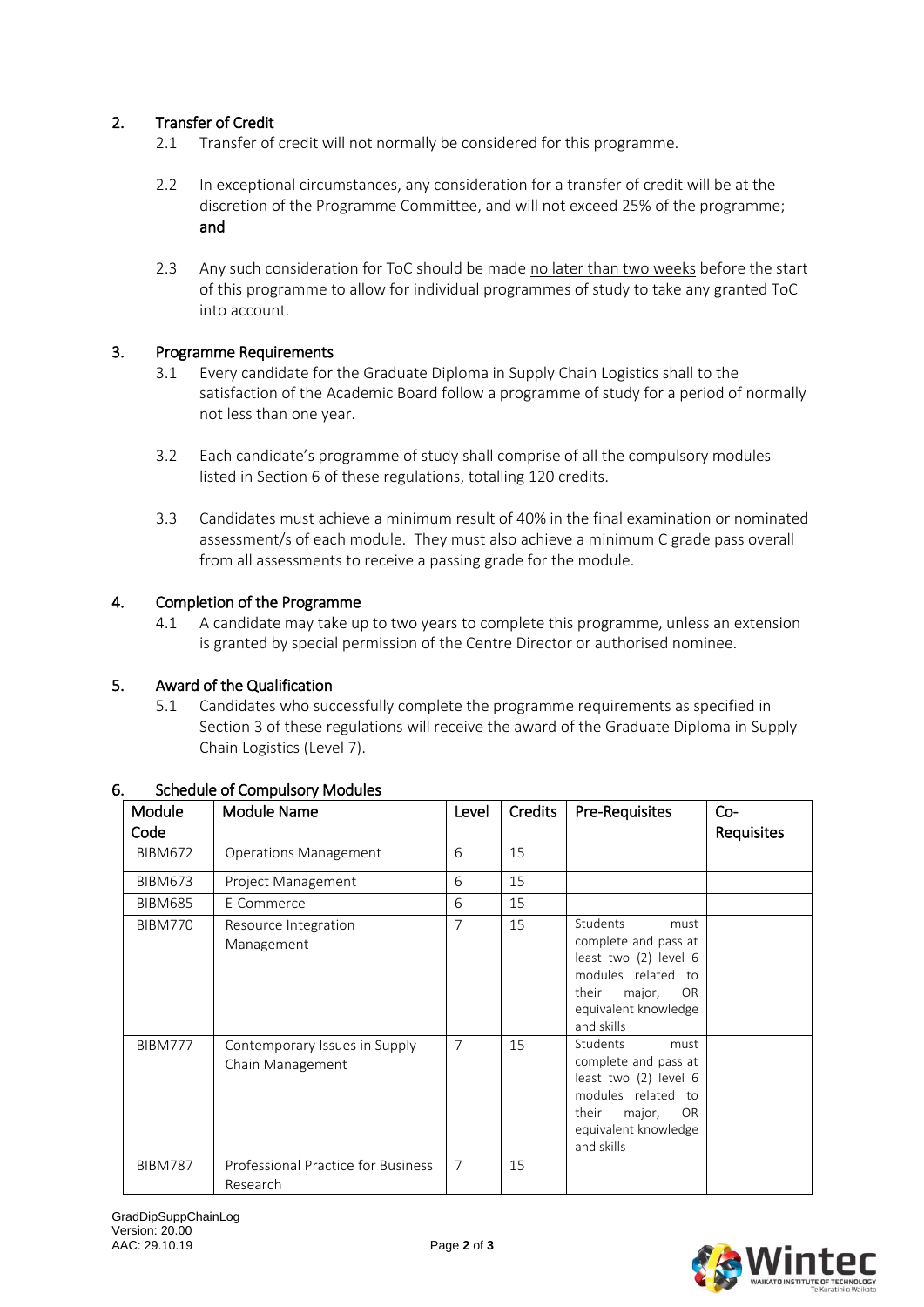## 2. Transfer of Credit

2.1 Transfer of credit will not normally be considered for this programme.

2.2 In exceptional circumstances, any consideration for a transfer of credit will be at the discretion of the Programme Committee, and will not exceed 25% of the programme; **and**

2.3 Any such consideration for ToC should be made no later than two weeks before the start of this programme to allow for individual programmes of study to take any granted ToC into account.

## 3. Programme Requirements

3.1 Every candidate for the Graduate Diploma in Supply Chain Logistics shall to the satisfaction of the Academic Board follow a programme of study for a period of normally not less than one year.

3.2 Each candidate's programme of study shall comprise of all the compulsory modules listed in Section 6 of these regulations, totalling 120 credits.

3.3 Candidates must achieve a minimum result of 40% in the final examination or nominated assessment/s of each module. They must also achieve a minimum C grade pass overall from all assessments to receive a passing grade for the module.

## 4. Completion of the Programme

4.1 A candidate may take up to two years to complete this programme, unless an extension is granted by special permission of the Centre Director or authorised nominee.

## 5. Award of the Qualification

5.1 Candidates who successfully complete the programme requirements as specified in Section 3 of these regulations will receive the award of the Graduate Diploma in Supply Chain Logistics (Level 7).

## 6. Schedule of Compulsory Modules

| Module Code | Module Name | Level | Credits | Pre-Requisites | Co-Requisites |
|---|---|---|---|---|---|
| BIBM672 | Operations Management | 6 | 15 | | |
| BIBM673 | Project Management | 6 | 15 | | |
| BIBM685 | E-Commerce | 6 | 15 | | |
| BIBM770 | Resource Integration Management | 7 | 15 | Students must complete and pass at least two (2) level 6 modules related to their major, OR equivalent knowledge and skills | |
| BIBM777 | Contemporary Issues in Supply Chain Management | 7 | 15 | Students must complete and pass at least two (2) level 6 modules related to their major, OR equivalent knowledge and skills | |
| BIBM787 | Professional Practice for Business Research | 7 | 15 | | |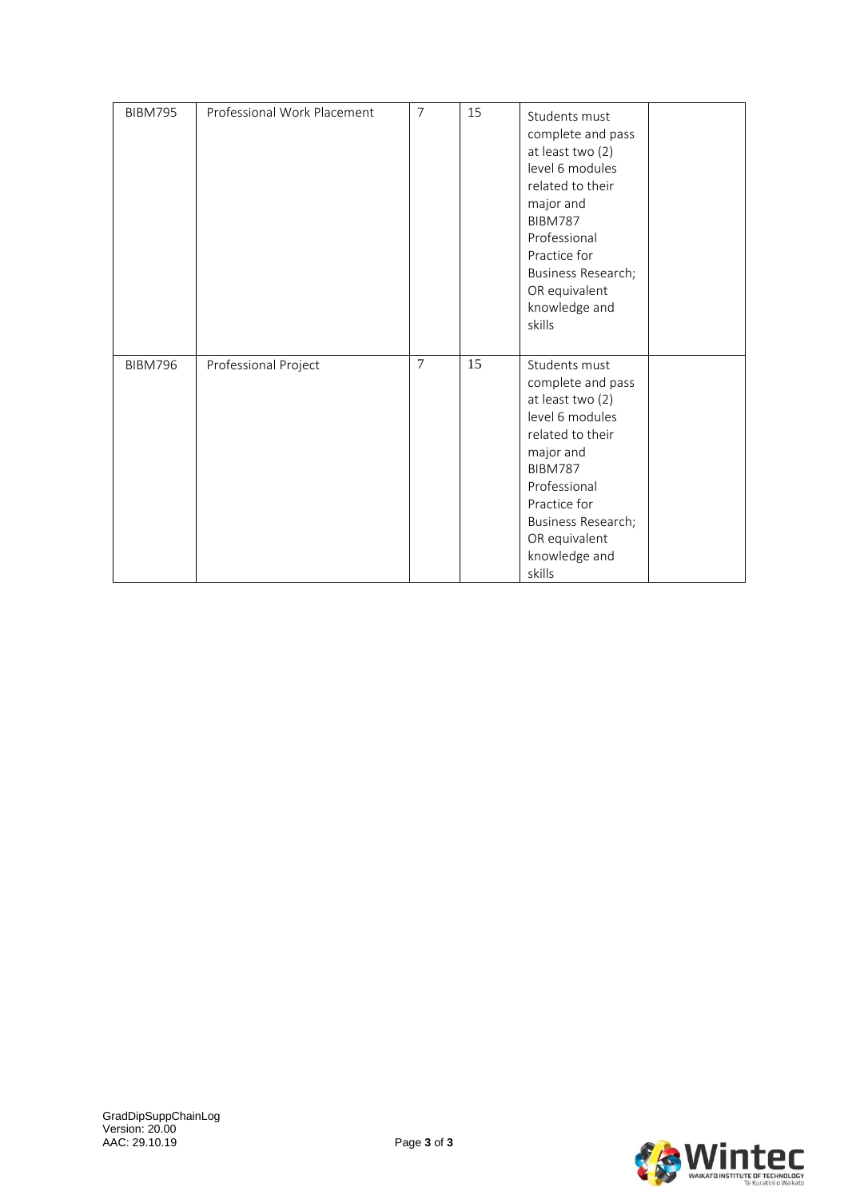| | | | | | |
|---|---|---|---|---|---|
| BIBM795 | Professional Work Placement | 7 | 15 | Students must complete and pass at least two (2) level 6 modules related to their major and BIBM787 Professional Practice for Business Research; OR equivalent knowledge and skills | |
| BIBM796 | Professional Project | 7 | 15 | Students must complete and pass at least two (2) level 6 modules related to their major and BIBM787 Professional Practice for Business Research; OR equivalent knowledge and skills | |

GradDipSuppChainLog
Version: 20.00
AAC: 29.10.19